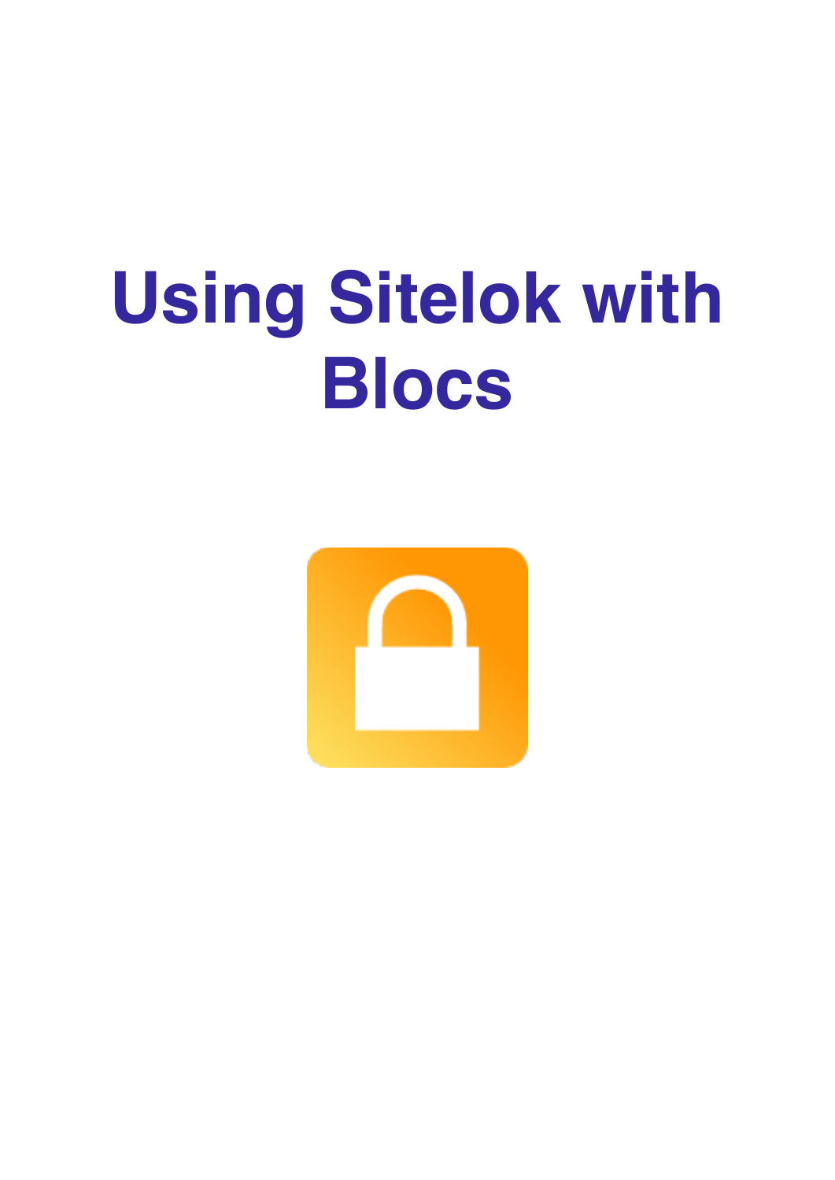# Using Sitelok with Blocs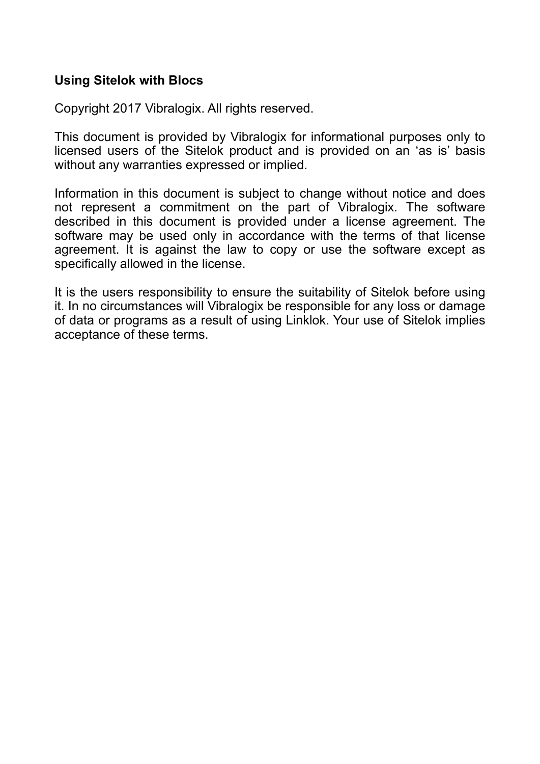**Using Sitelok with Blocs**

Copyright 2017 Vibralogix. All rights reserved.

This document is provided by Vibralogix for informational purposes only to licensed users of the Sitelok product and is provided on an 'as is' basis without any warranties expressed or implied.

Information in this document is subject to change without notice and does not represent a commitment on the part of Vibralogix. The software described in this document is provided under a license agreement. The software may be used only in accordance with the terms of that license agreement. It is against the law to copy or use the software except as specifically allowed in the license.

It is the users responsibility to ensure the suitability of Sitelok before using it. In no circumstances will Vibralogix be responsible for any loss or damage of data or programs as a result of using Linklok. Your use of Sitelok implies acceptance of these terms.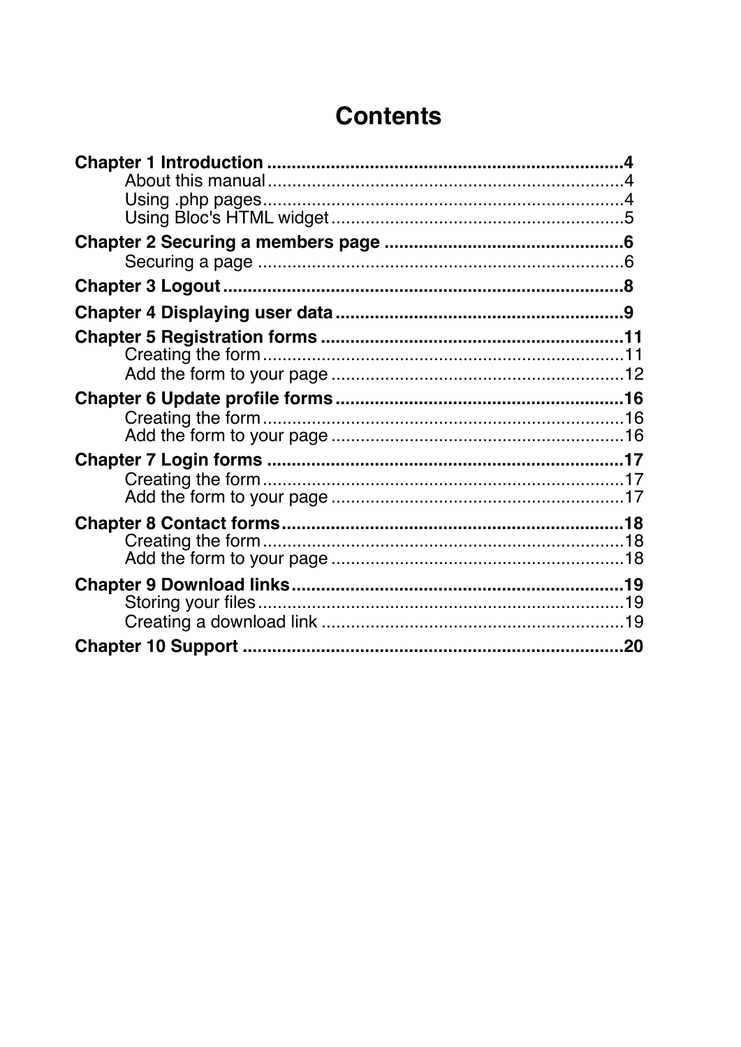# Contents

**Chapter 1 Introduction** ........................................................................ **4**
- About this manual ........................................................................ 4
- Using .php pages........................................................................ 4
- Using Bloc's HTML widget ........................................................... 5

**Chapter 2 Securing a members page** ................................................ **6**
- Securing a page .......................................................................... 6

**Chapter 3 Logout** .................................................................................. **8**

**Chapter 4 Displaying user data** ........................................................... **9**

**Chapter 5 Registration forms** .............................................................. **11**
- Creating the form ........................................................................ 11
- Add the form to your page ........................................................... 12

**Chapter 6 Update profile forms** ........................................................... **16**
- Creating the form ........................................................................ 16
- Add the form to your page ........................................................... 16

**Chapter 7 Login forms** ......................................................................... **17**
- Creating the form ........................................................................ 17
- Add the form to your page ........................................................... 17

**Chapter 8 Contact forms** ...................................................................... **18**
- Creating the form ........................................................................ 18
- Add the form to your page ........................................................... 18

**Chapter 9 Download links** .................................................................... **19**
- Storing your files ......................................................................... 19
- Creating a download link ............................................................. 19

**Chapter 10 Support** .............................................................................. **20**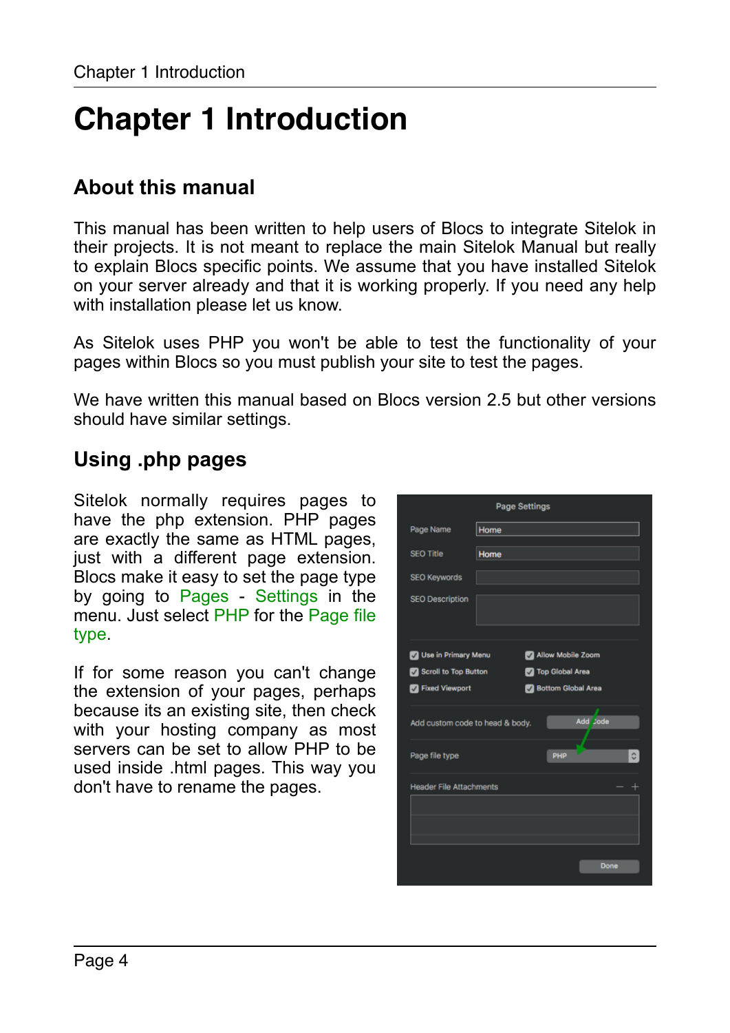# Chapter 1 Introduction

## About this manual

This manual has been written to help users of Blocs to integrate Sitelok in their projects. It is not meant to replace the main Sitelok Manual but really to explain Blocs specific points. We assume that you have installed Sitelok on your server already and that it is working properly. If you need any help with installation please let us know.

As Sitelok uses PHP you won't be able to test the functionality of your pages within Blocs so you must publish your site to test the pages.

We have written this manual based on Blocs version 2.5 but other versions should have similar settings.

## Using .php pages

Sitelok normally requires pages to have the php extension. PHP pages are exactly the same as HTML pages, just with a different page extension. Blocs make it easy to set the page type by going to Pages - Settings in the menu. Just select PHP for the Page file type.

If for some reason you can't change the extension of your pages, perhaps because its an existing site, then check with your hosting company as most servers can be set to allow PHP to be used inside .html pages. This way you don't have to rename the pages.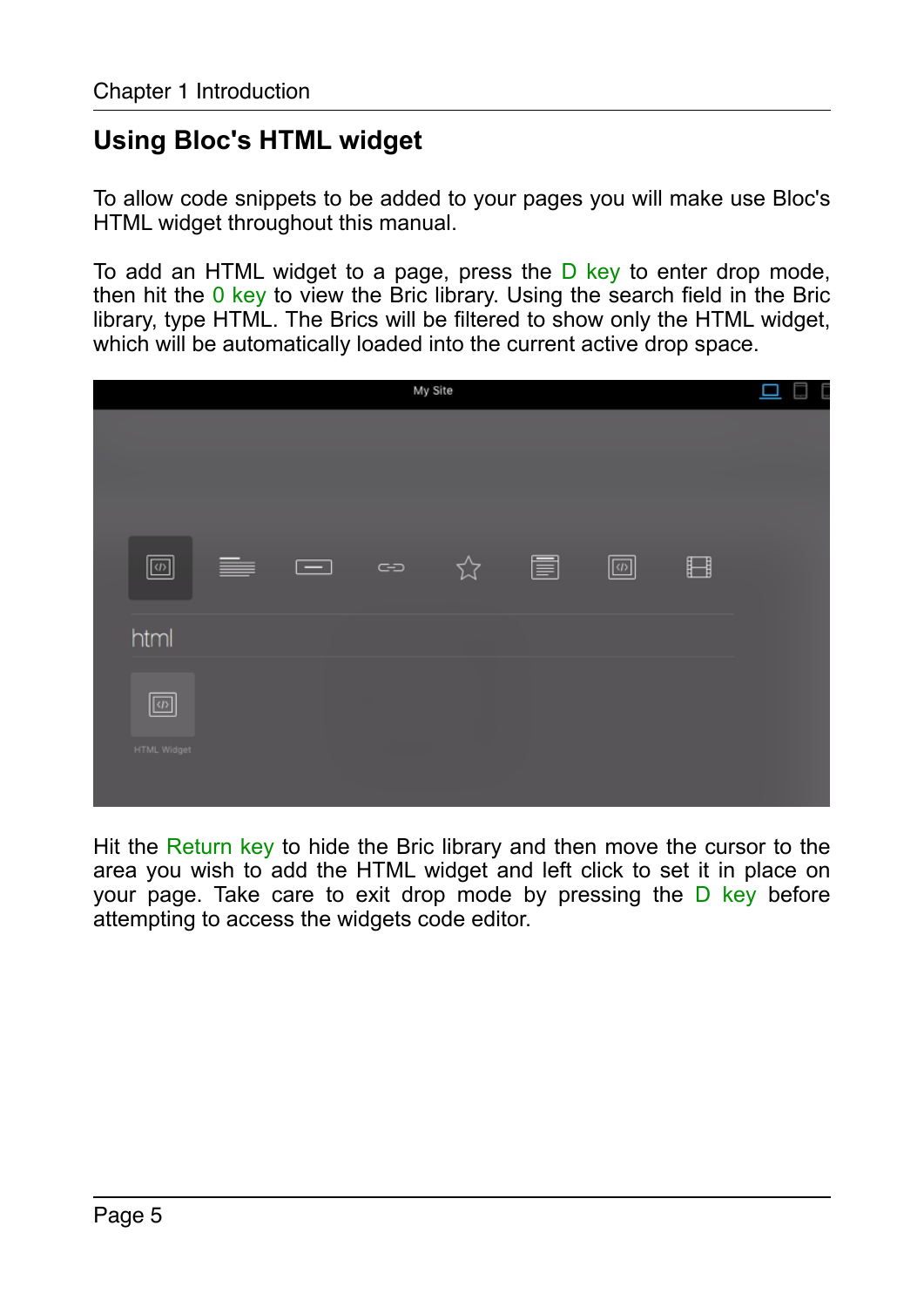## Using Bloc's HTML widget

To allow code snippets to be added to your pages you will make use Bloc's HTML widget throughout this manual.

To add an HTML widget to a page, press the D key to enter drop mode, then hit the 0 key to view the Bric library. Using the search field in the Bric library, type HTML. The Brics will be filtered to show only the HTML widget, which will be automatically loaded into the current active drop space.

Hit the Return key to hide the Bric library and then move the cursor to the area you wish to add the HTML widget and left click to set it in place on your page. Take care to exit drop mode by pressing the D key before attempting to access the widgets code editor.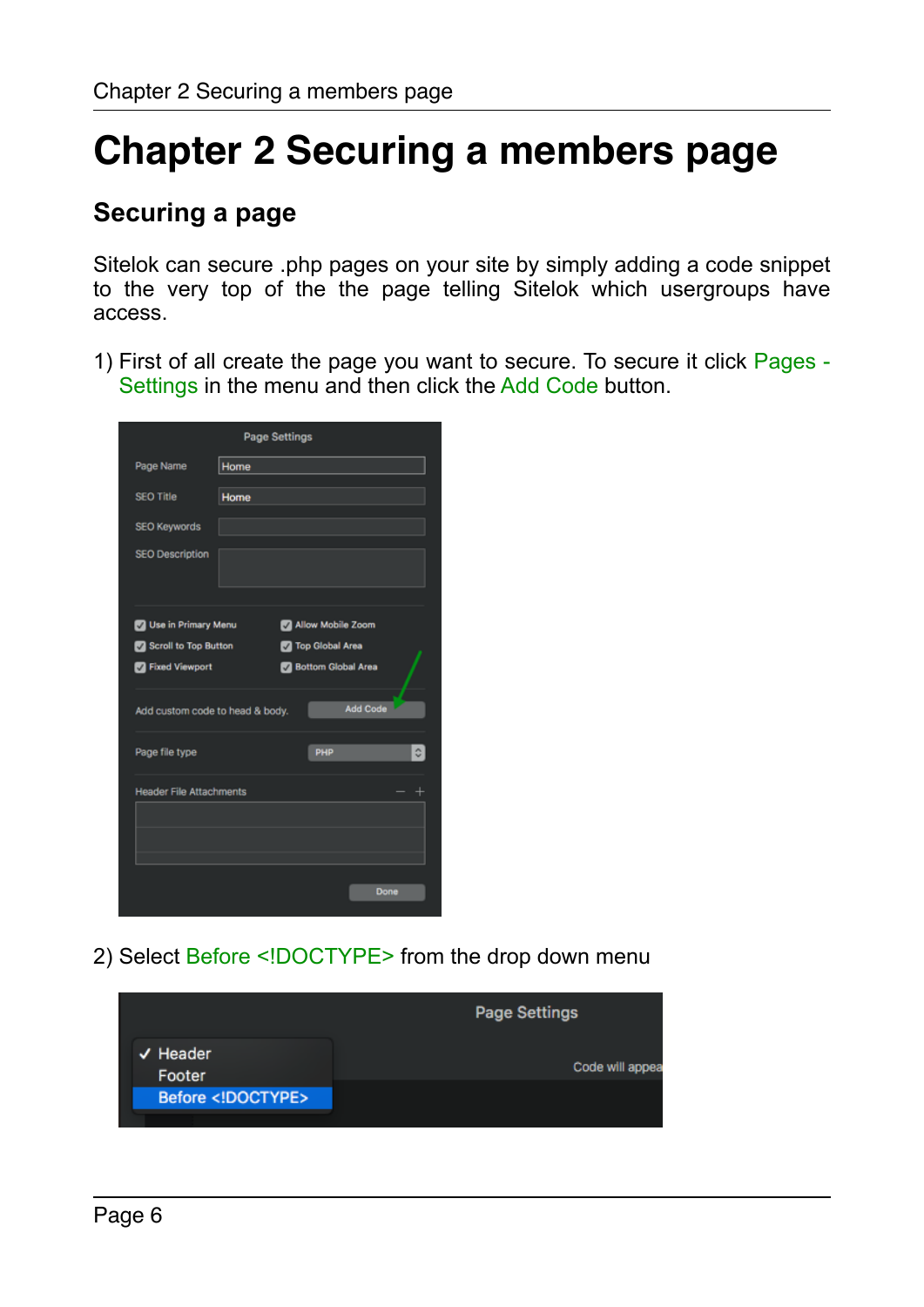# Chapter 2 Securing a members page

## Securing a page

Sitelok can secure .php pages on your site by simply adding a code snippet to the very top of the the page telling Sitelok which usergroups have access.

1) First of all create the page you want to secure. To secure it click Pages - Settings in the menu and then click the Add Code button.

2) Select Before <!DOCTYPE> from the drop down menu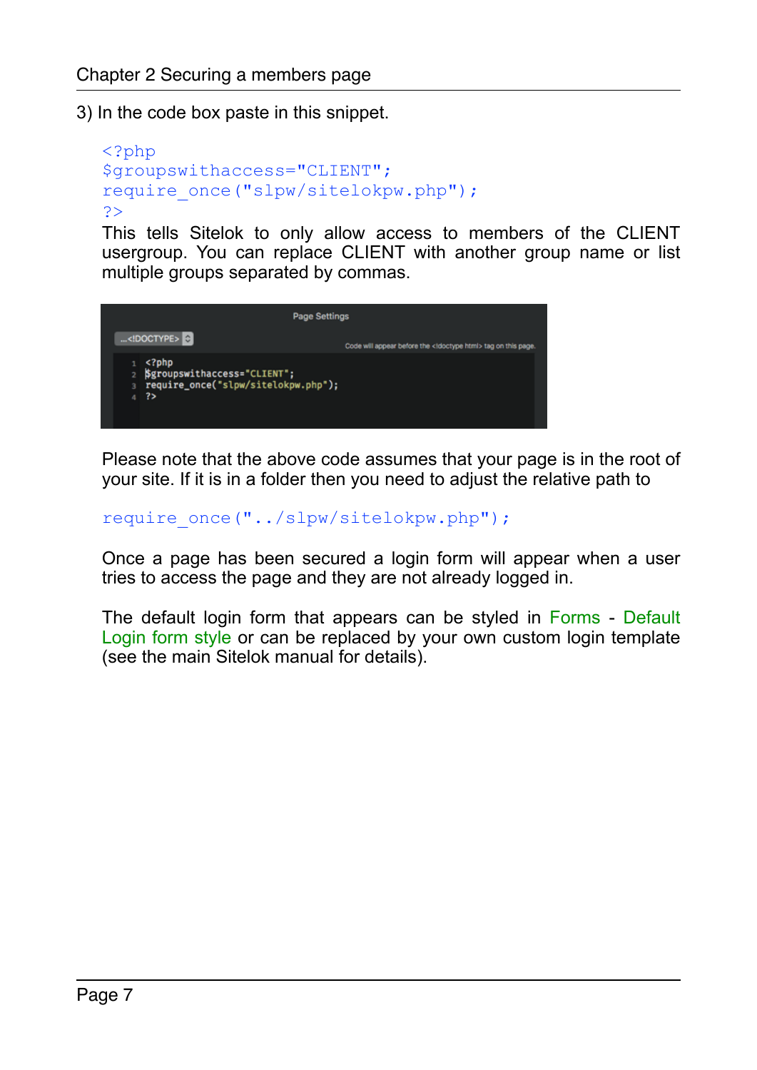3) In the code box paste in this snippet.

```
<?php
$groupswithaccess="CLIENT";
require_once("slpw/sitelokpw.php");
?>
```

This tells Sitelok to only allow access to members of the CLIENT usergroup. You can replace CLIENT with another group name or list multiple groups separated by commas.

Please note that the above code assumes that your page is in the root of your site. If it is in a folder then you need to adjust the relative path to

```
require_once("../slpw/sitelokpw.php");
```

Once a page has been secured a login form will appear when a user tries to access the page and they are not already logged in.

The default login form that appears can be styled in Forms - Default Login form style or can be replaced by your own custom login template (see the main Sitelok manual for details).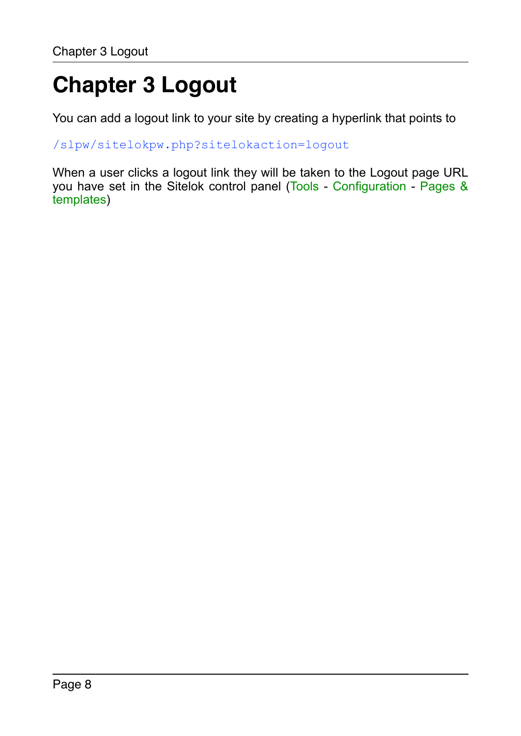# Chapter 3 Logout

You can add a logout link to your site by creating a hyperlink that points to

```
/slpw/sitelokpw.php?sitelokaction=logout
```

When a user clicks a logout link they will be taken to the Logout page URL you have set in the Sitelok control panel (Tools - Configuration - Pages & templates)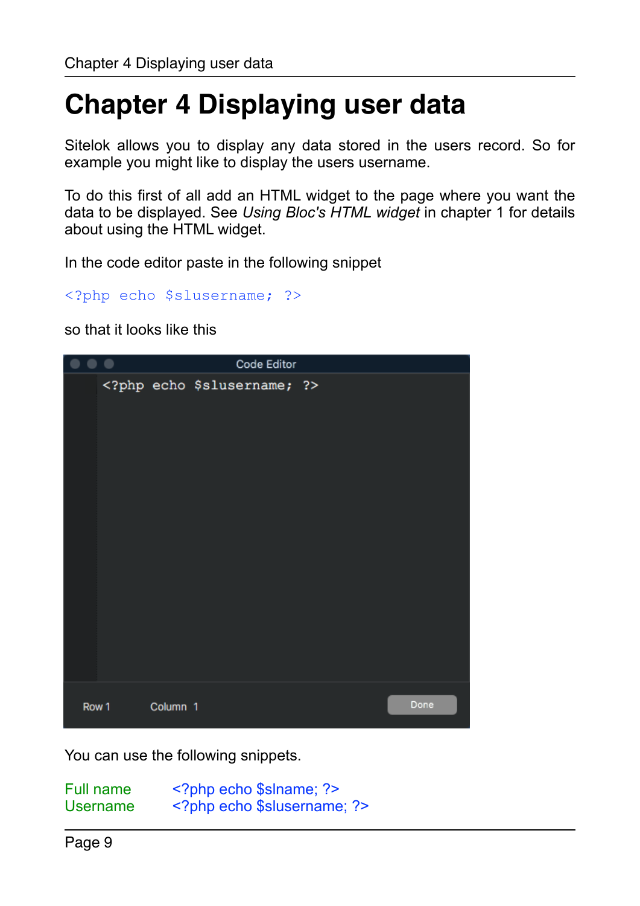# Chapter 4 Displaying user data

Sitelok allows you to display any data stored in the users record. So for example you might like to display the users username.

To do this first of all add an HTML widget to the page where you want the data to be displayed. See *Using Bloc's HTML widget* in chapter 1 for details about using the HTML widget.

In the code editor paste in the following snippet

```
<?php echo $slusername; ?>
```

so that it looks like this

You can use the following snippets.

| | |
|---|---|
| Full name | `<?php echo $slname; ?>` |
| Username | `<?php echo $slusername; ?>` |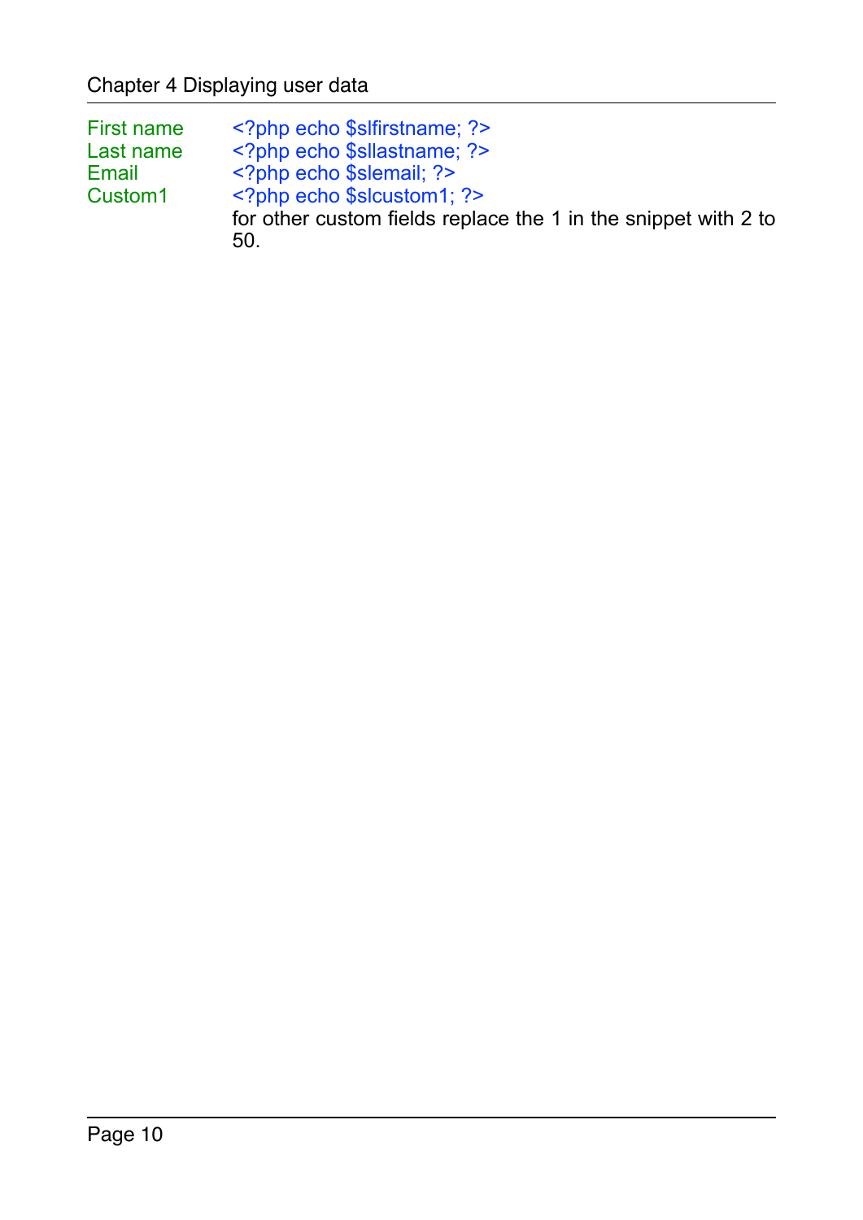| | |
|---|---|
| First name | `<?php echo $slfirstname; ?>` |
| Last name | `<?php echo $sllastname; ?>` |
| Email | `<?php echo $slemail; ?>` |
| Custom1 | `<?php echo $slcustom1; ?>` for other custom fields replace the 1 in the snippet with 2 to 50. |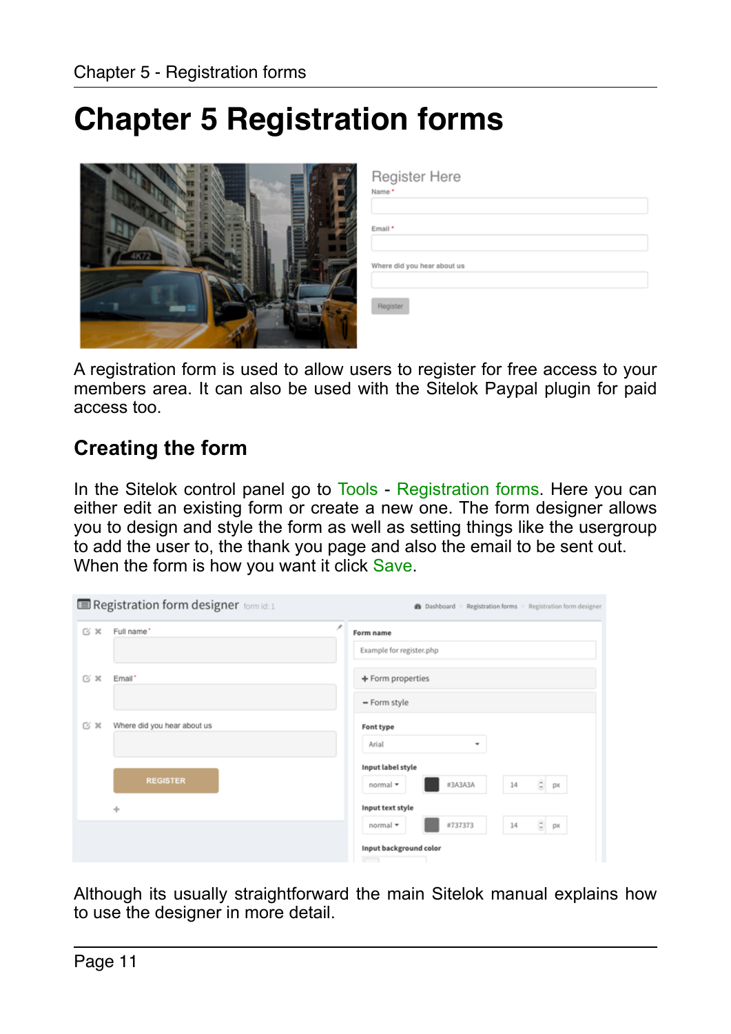# Chapter 5 Registration forms

A registration form is used to allow users to register for free access to your members area. It can also be used with the Sitelok Paypal plugin for paid access too.

## Creating the form

In the Sitelok control panel go to Tools - Registration forms. Here you can either edit an existing form or create a new one. The form designer allows you to design and style the form as well as setting things like the usergroup to add the user to, the thank you page and also the email to be sent out. When the form is how you want it click Save.

Although its usually straightforward the main Sitelok manual explains how to use the designer in more detail.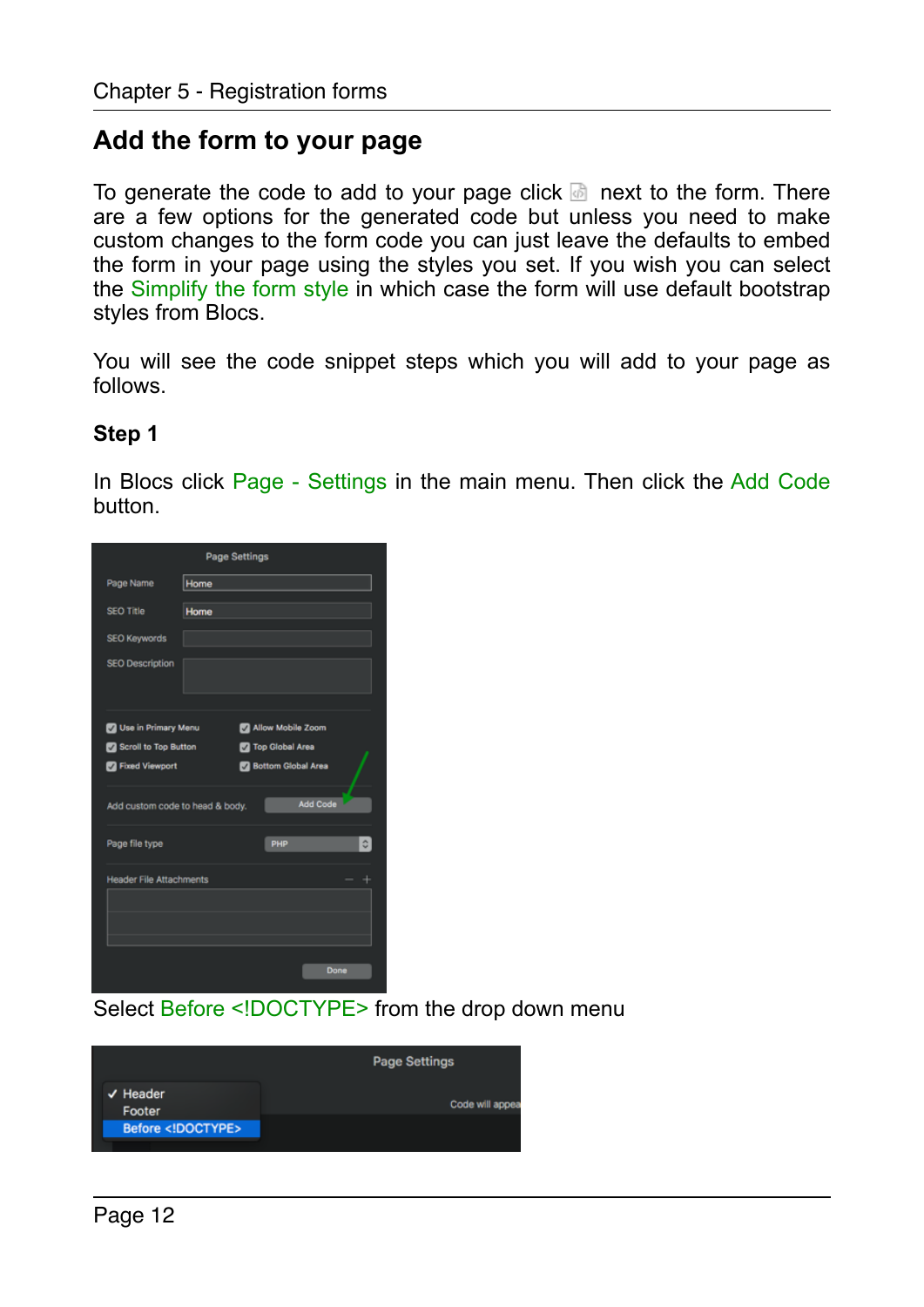# Add the form to your page

To generate the code to add to your page click next to the form. There are a few options for the generated code but unless you need to make custom changes to the form code you can just leave the defaults to embed the form in your page using the styles you set. If you wish you can select the Simplify the form style in which case the form will use default bootstrap styles from Blocs.

You will see the code snippet steps which you will add to your page as follows.

### Step 1

In Blocs click Page - Settings in the main menu. Then click the Add Code button.

Select Before <!DOCTYPE> from the drop down menu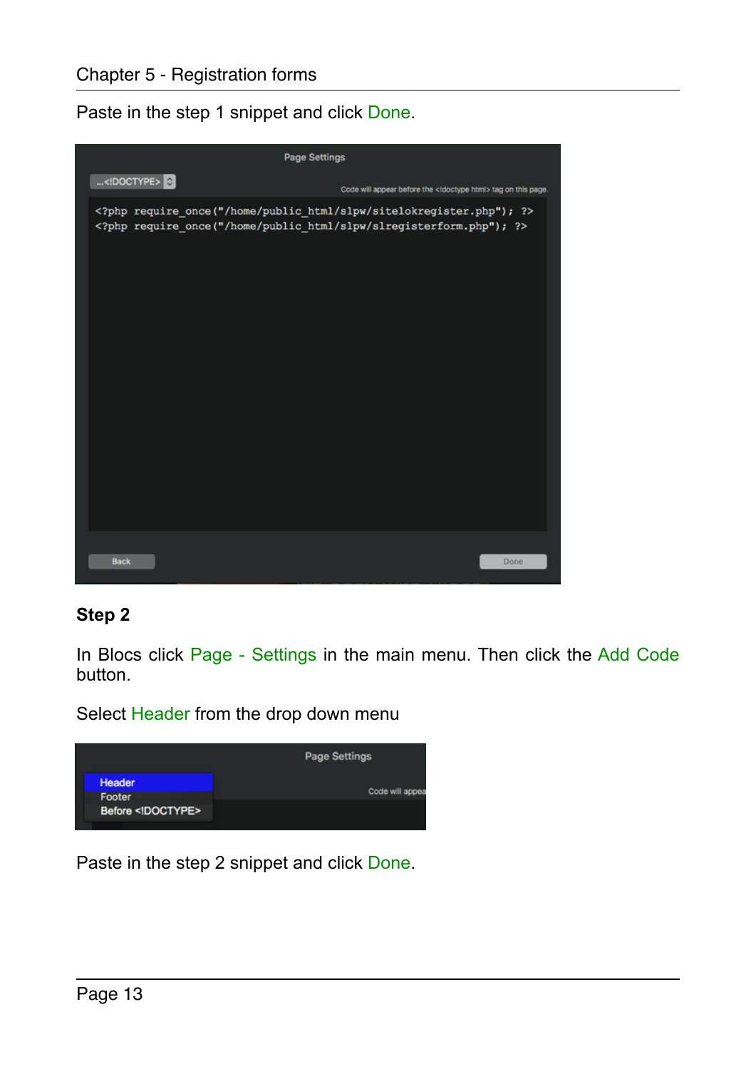Paste in the step 1 snippet and click Done.

Page Settings

...<!DOCTYPE>

Code will appear before the <!doctype html> tag on this page.

```
<?php require_once("/home/public_html/slpw/sitelokregister.php"); ?>
<?php require_once("/home/public_html/slpw/slregisterform.php"); ?>
```

Back    Done

**Step 2**

In Blocs click Page - Settings in the main menu. Then click the Add Code button.

Select Header from the drop down menu

Page Settings

Header
Footer
Before <!DOCTYPE>

Code will appea

Paste in the step 2 snippet and click Done.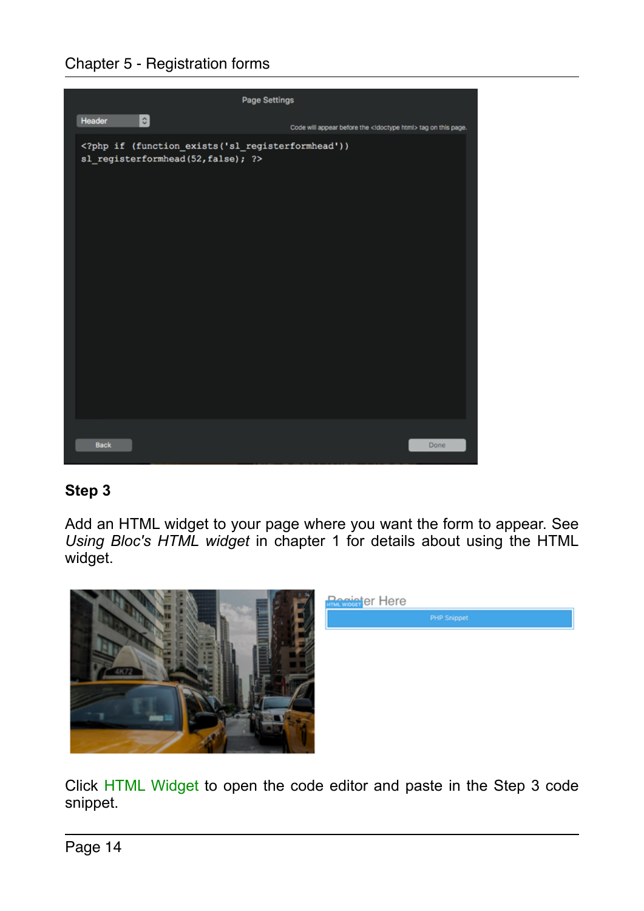## Step 3

Add an HTML widget to your page where you want the form to appear. See *Using Bloc's HTML widget* in chapter 1 for details about using the HTML widget.

Click HTML Widget to open the code editor and paste in the Step 3 code snippet.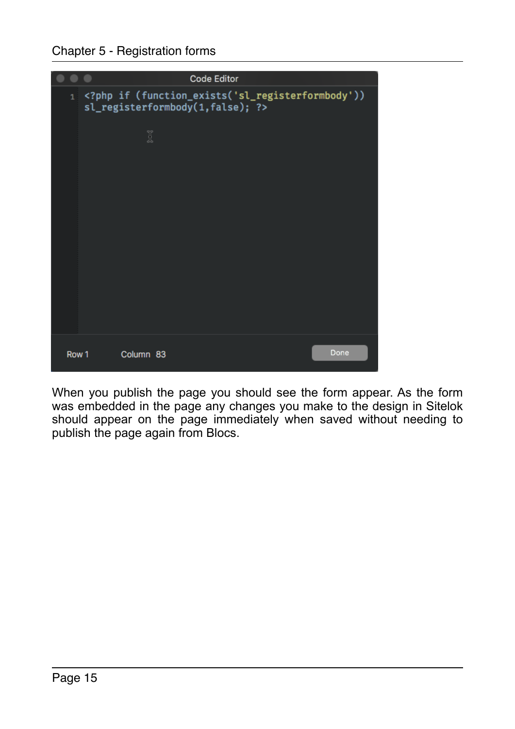```php
<?php if (function_exists('sl_registerformbody')) sl_registerformbody(1,false); ?>
```

When you publish the page you should see the form appear. As the form was embedded in the page any changes you make to the design in Sitelok should appear on the page immediately when saved without needing to publish the page again from Blocs.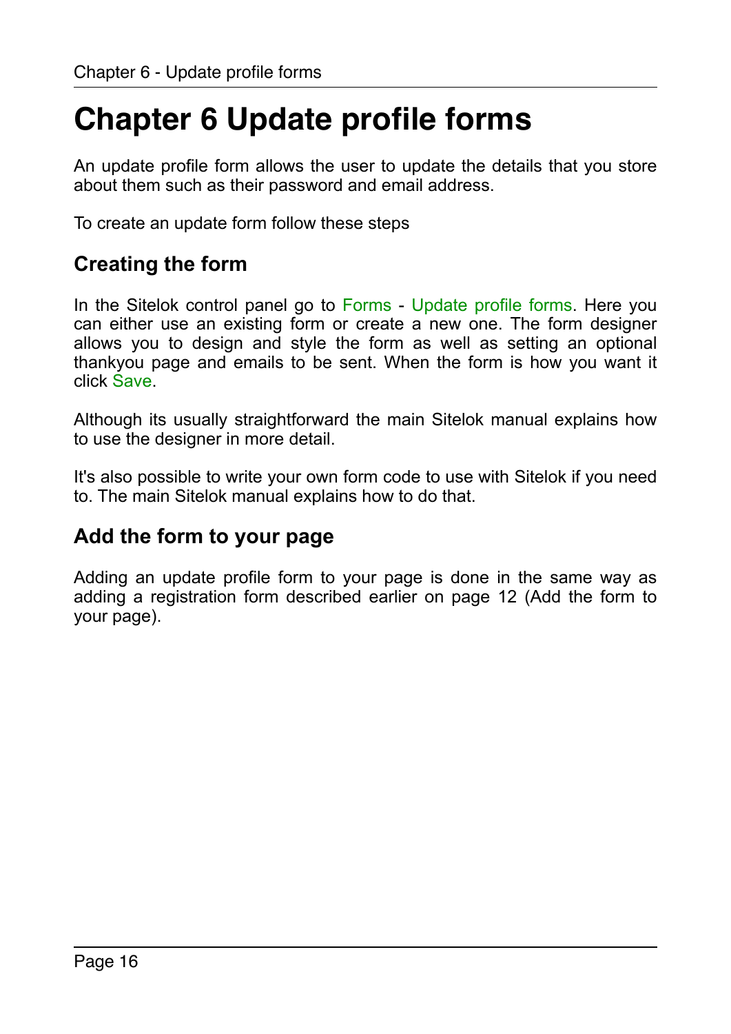# Chapter 6 Update profile forms

An update profile form allows the user to update the details that you store about them such as their password and email address.

To create an update form follow these steps

## Creating the form

In the Sitelok control panel go to Forms - Update profile forms. Here you can either use an existing form or create a new one. The form designer allows you to design and style the form as well as setting an optional thankyou page and emails to be sent. When the form is how you want it click Save.

Although its usually straightforward the main Sitelok manual explains how to use the designer in more detail.

It's also possible to write your own form code to use with Sitelok if you need to. The main Sitelok manual explains how to do that.

## Add the form to your page

Adding an update profile form to your page is done in the same way as adding a registration form described earlier on page 12 (Add the form to your page).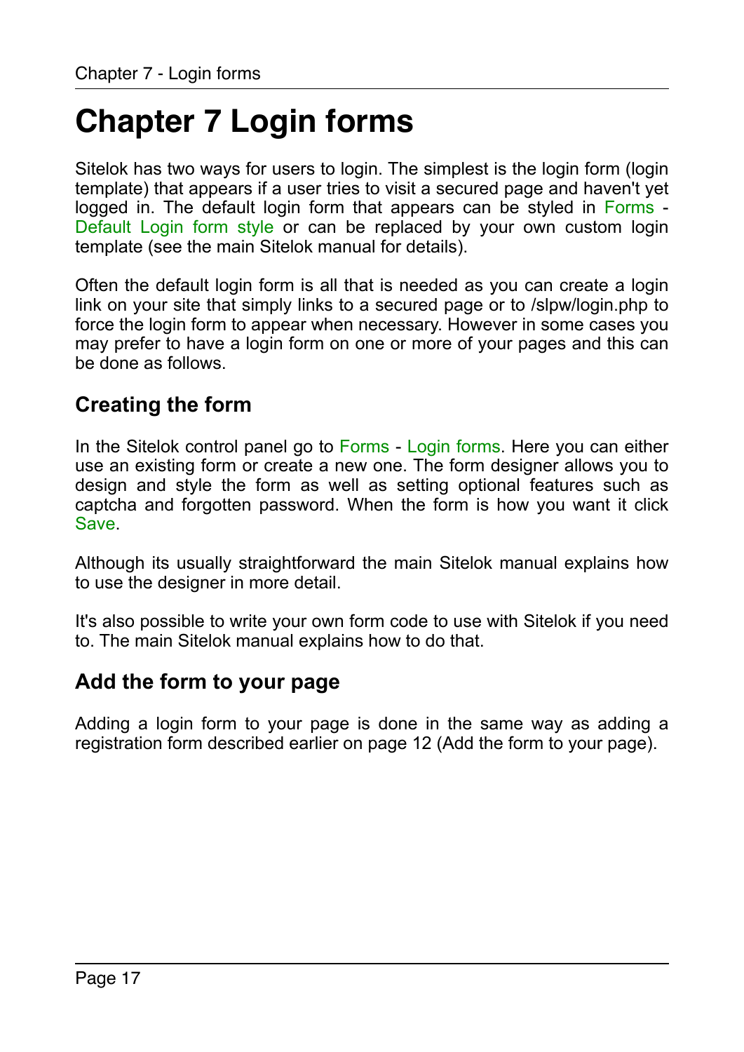# Chapter 7 Login forms

Sitelok has two ways for users to login. The simplest is the login form (login template) that appears if a user tries to visit a secured page and haven't yet logged in. The default login form that appears can be styled in Forms - Default Login form style or can be replaced by your own custom login template (see the main Sitelok manual for details).

Often the default login form is all that is needed as you can create a login link on your site that simply links to a secured page or to /slpw/login.php to force the login form to appear when necessary. However in some cases you may prefer to have a login form on one or more of your pages and this can be done as follows.

## Creating the form

In the Sitelok control panel go to Forms - Login forms. Here you can either use an existing form or create a new one. The form designer allows you to design and style the form as well as setting optional features such as captcha and forgotten password. When the form is how you want it click Save.

Although its usually straightforward the main Sitelok manual explains how to use the designer in more detail.

It's also possible to write your own form code to use with Sitelok if you need to. The main Sitelok manual explains how to do that.

## Add the form to your page

Adding a login form to your page is done in the same way as adding a registration form described earlier on page 12 (Add the form to your page).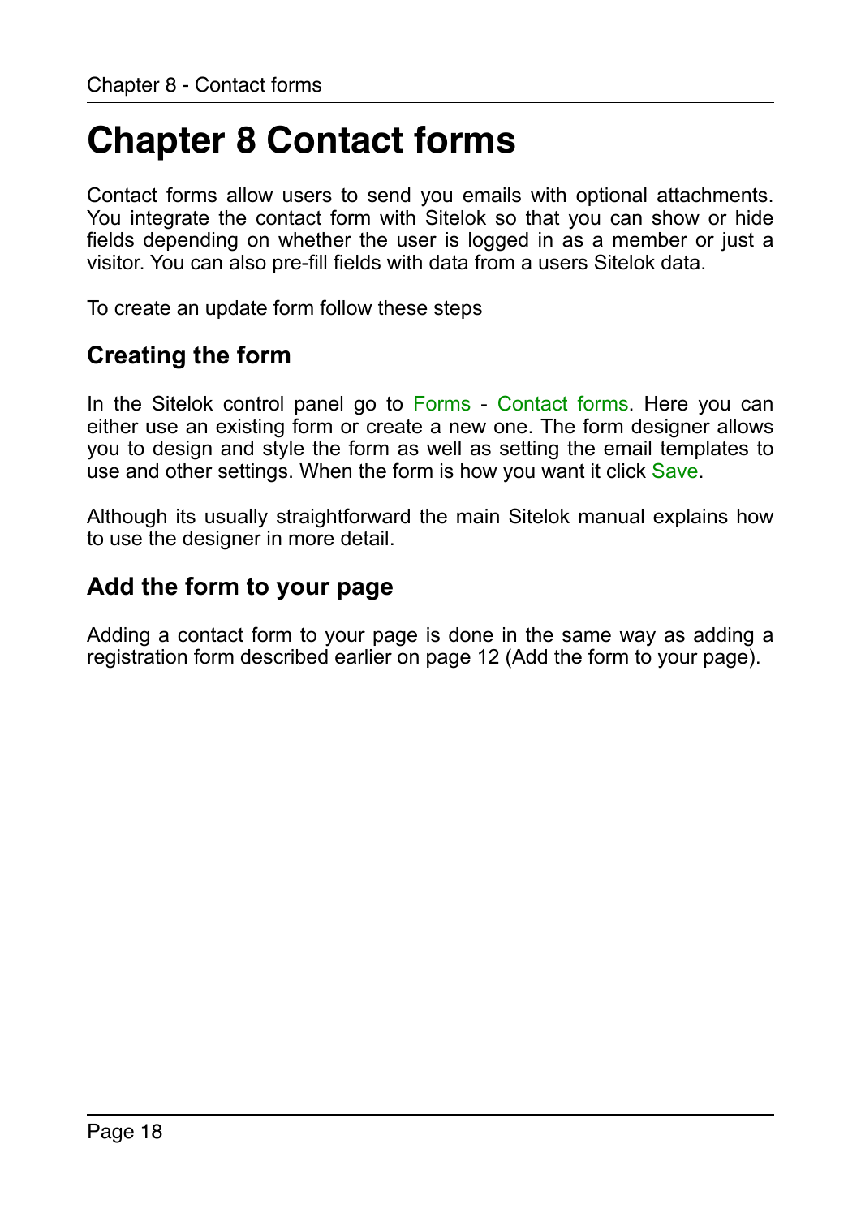# Chapter 8 Contact forms

Contact forms allow users to send you emails with optional attachments. You integrate the contact form with Sitelok so that you can show or hide fields depending on whether the user is logged in as a member or just a visitor. You can also pre-fill fields with data from a users Sitelok data.

To create an update form follow these steps

## Creating the form

In the Sitelok control panel go to Forms - Contact forms. Here you can either use an existing form or create a new one. The form designer allows you to design and style the form as well as setting the email templates to use and other settings. When the form is how you want it click Save.

Although its usually straightforward the main Sitelok manual explains how to use the designer in more detail.

## Add the form to your page

Adding a contact form to your page is done in the same way as adding a registration form described earlier on page 12 (Add the form to your page).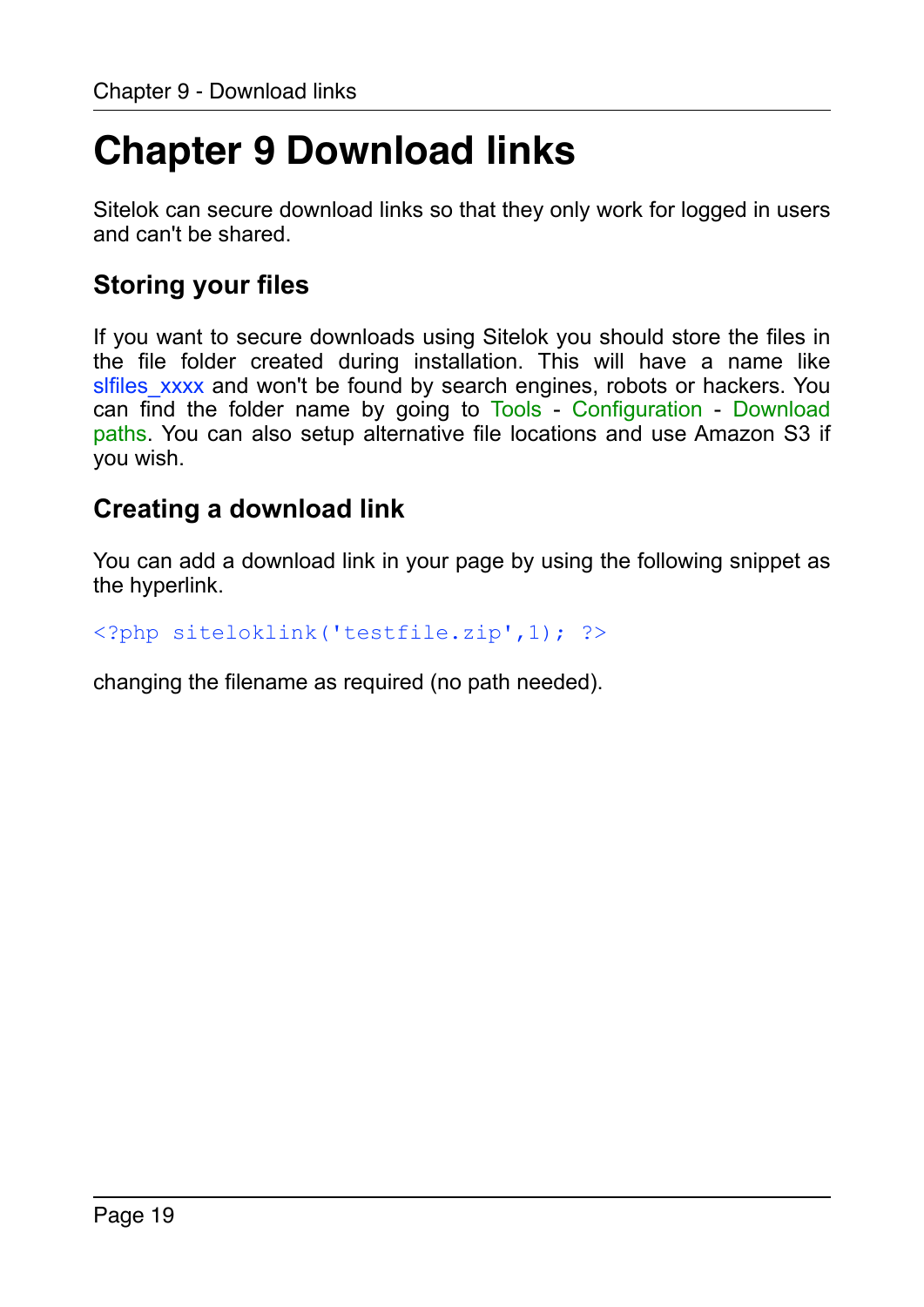# Chapter 9 Download links

Sitelok can secure download links so that they only work for logged in users and can't be shared.

## Storing your files

If you want to secure downloads using Sitelok you should store the files in the file folder created during installation. This will have a name like slfiles_xxxx and won't be found by search engines, robots or hackers. You can find the folder name by going to Tools - Configuration - Download paths. You can also setup alternative file locations and use Amazon S3 if you wish.

## Creating a download link

You can add a download link in your page by using the following snippet as the hyperlink.

```
<?php siteloklink('testfile.zip',1); ?>
```

changing the filename as required (no path needed).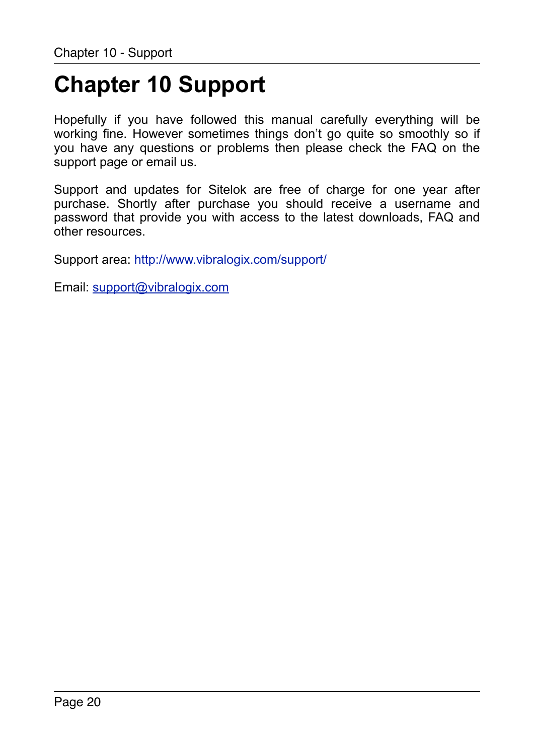# Chapter 10 Support

Hopefully if you have followed this manual carefully everything will be working fine. However sometimes things don't go quite so smoothly so if you have any questions or problems then please check the FAQ on the support page or email us.

Support and updates for Sitelok are free of charge for one year after purchase. Shortly after purchase you should receive a username and password that provide you with access to the latest downloads, FAQ and other resources.

Support area: [http://www.vibralogix.com/support/](http://www.vibralogix.com/support/)

Email: [support@vibralogix.com](mailto:support@vibralogix.com)